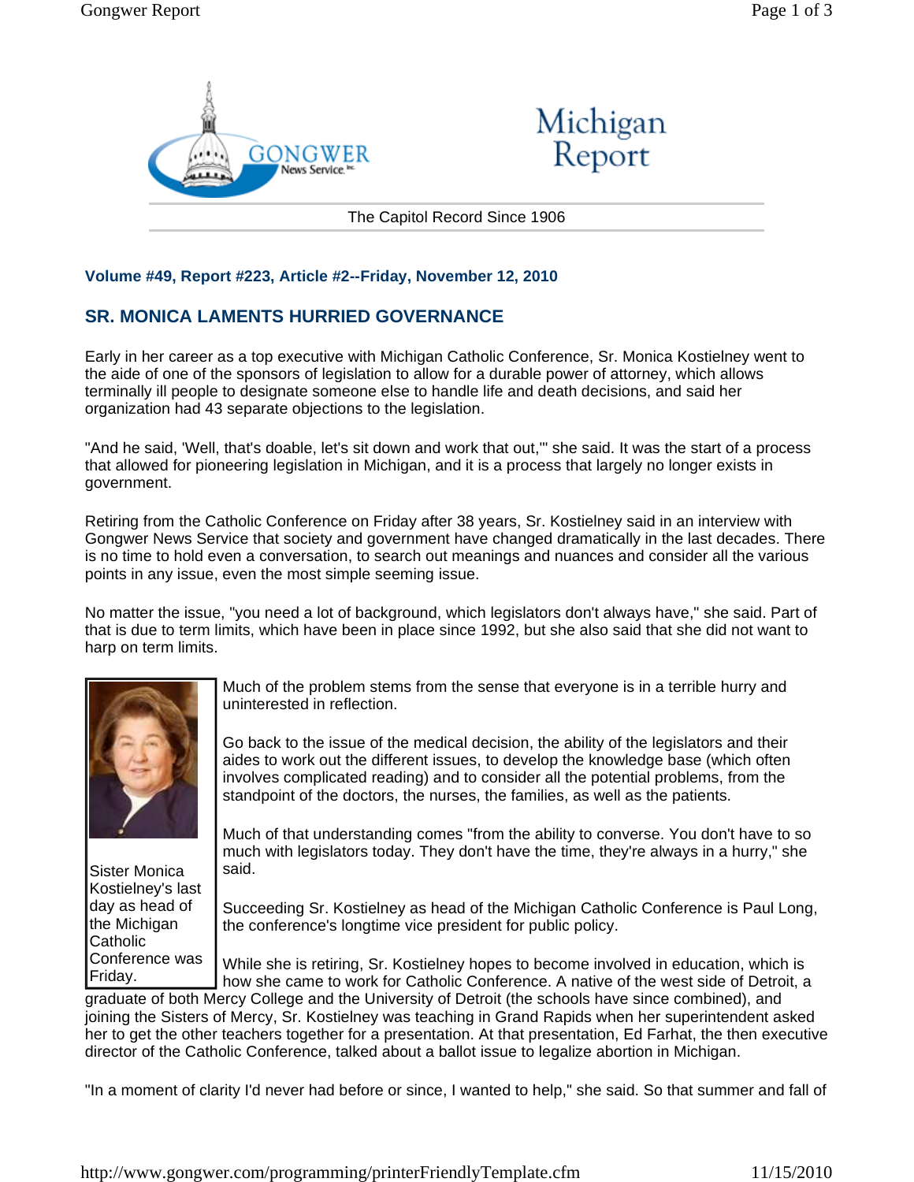Volume #49, Report #223, Article #2--Friday, November 12, 2010

## SR. MONICA LAMENTS HURRIED GOVERNANCE

Early in her career as a top executive with Michigan Catholic Conference, Sr. Monica Kostielney went to the aide of one of the sponsors of legislation to allow for a durable power of attorney, which allows terminally ill people to designate someone else to handle life and death decisions, and said her organization had 43 separate objections to the legislation.

"And he said, 'Well, that's doable, let's sit down and work that out,'" she said. It was the start of a process that allowed for pioneering legislation in Michigan, and it is a process that largely no longer exists in government.

Retiring from the Catholic Conference on Friday after 38 years, Sr. Kostielney said in an interview with Gongwer News Service that society and government have changed dramatically in the last decades. There is no time to hold even a conversation, to search out meanings and nuances and consider all the various points in any issue, even the most simple seeming issue.

No matter the issue, "you need a lot of background, which legislators don't always have," she said. Part of that is due to term limits, which have been in place since 1992, but she also said that she did not want to harp on term limits.

Sister Monica Kostielney's last day as head of the Michigan Catholic Conference was Friday.

Much of the problem stems from the sense that everyone is in a terrible hurry and uninterested in reflection.

Go back to the issue of the medical decision, the ability of the legislators and their aides to work out the different issues, to develop the knowledge base (which often involves complicated reading) and to consider all the potential problems, from the standpoint of the doctors, the nurses, the families, as well as the patients.

Much of that understanding comes "from the ability to converse. You don't have to so much with legislators today. They don't have the time, they're always in a hurry," she said.

Succeeding Sr. Kostielney as head of the Michigan Catholic Conference is Paul Long, the conference's longtime vice president for public policy.

While she is retiring, Sr. Kostielney hopes to become involved in education, which is how she came to work for Catholic Conference. A native of the west side of Detroit, a graduate of both Mercy College and the University of Detroit (the schools have since combined), and joining the Sisters of Mercy, Sr. Kostielney was teaching in Grand Rapids when her superintendent asked her to get the other teachers together for a presentation. At that presentation, Ed Farhat, the then executive director of the Catholic Conference, talked about a ballot issue to legalize abortion in Michigan.

"In a moment of clarity I'd never had before or since, I wanted to help," she said. So that summer and fall of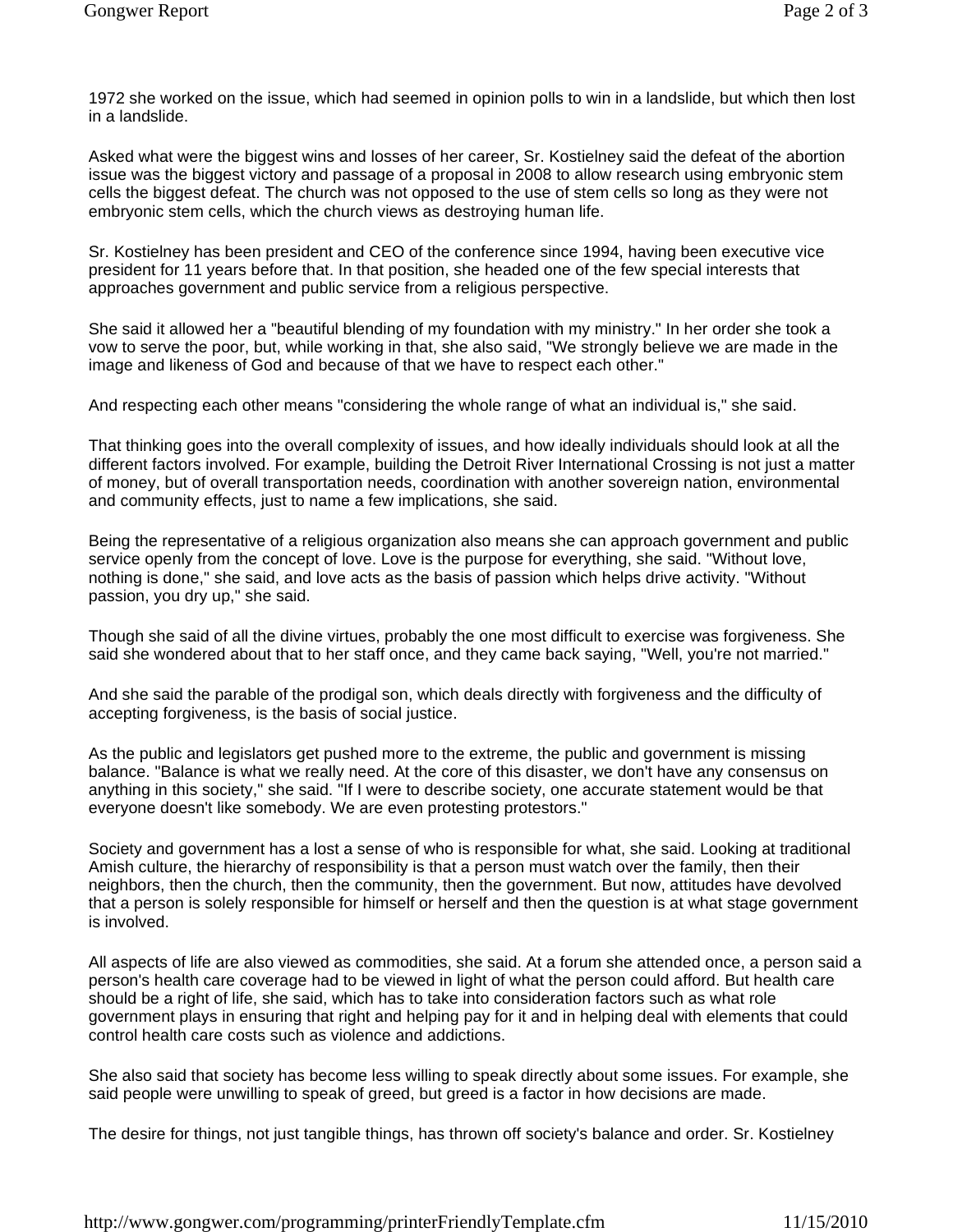1972 she worked on the issue, which had seemed in opinion polls to win in a landslide, but which then lost in a landslide.

Asked what were the biggest wins and losses of her career, Sr. Kostielney said the defeat of the abortion issue was the biggest victory and passage of a proposal in 2008 to allow research using embryonic stem cells the biggest defeat. The church was not opposed to the use of stem cells so long as they were not embryonic stem cells, which the church views as destroying human life.

Sr. Kostielney has been president and CEO of the conference since 1994, having been executive vice president for 11 years before that. In that position, she headed one of the few special interests that approaches government and public service from a religious perspective.

She said it allowed her a "beautiful blending of my foundation with my ministry." In her order she took a vow to serve the poor, but, while working in that, she also said, "We strongly believe we are made in the image and likeness of God and because of that we have to respect each other."

And respecting each other means "considering the whole range of what an individual is," she said.

That thinking goes into the overall complexity of issues, and how ideally individuals should look at all the different factors involved. For example, building the Detroit River International Crossing is not just a matter of money, but of overall transportation needs, coordination with another sovereign nation, environmental and community effects, just to name a few implications, she said.

Being the representative of a religious organization also means she can approach government and public service openly from the concept of love. Love is the purpose for everything, she said. "Without love, nothing is done," she said, and love acts as the basis of passion which helps drive activity. "Without passion, you dry up," she said.

Though she said of all the divine virtues, probably the one most difficult to exercise was forgiveness. She said she wondered about that to her staff once, and they came back saying, "Well, you're not married."

And she said the parable of the prodigal son, which deals directly with forgiveness and the difficulty of accepting forgiveness, is the basis of social justice.

As the public and legislators get pushed more to the extreme, the public and government is missing balance. "Balance is what we really need. At the core of this disaster, we don't have any consensus on anything in this society," she said. "If I were to describe society, one accurate statement would be that everyone doesn't like somebody. We are even protesting protestors."

Society and government has a lost a sense of who is responsible for what, she said. Looking at traditional Amish culture, the hierarchy of responsibility is that a person must watch over the family, then their neighbors, then the church, then the community, then the government. But now, attitudes have devolved that a person is solely responsible for himself or herself and then the question is at what stage government is involved.

All aspects of life are also viewed as commodities, she said. At a forum she attended once, a person said a person's health care coverage had to be viewed in light of what the person could afford. But health care should be a right of life, she said, which has to take into consideration factors such as what role government plays in ensuring that right and helping pay for it and in helping deal with elements that could control health care costs such as violence and addictions.

She also said that society has become less willing to speak directly about some issues. For example, she said people were unwilling to speak of greed, but greed is a factor in how decisions are made.

The desire for things, not just tangible things, has thrown off society's balance and order. Sr. Kostielney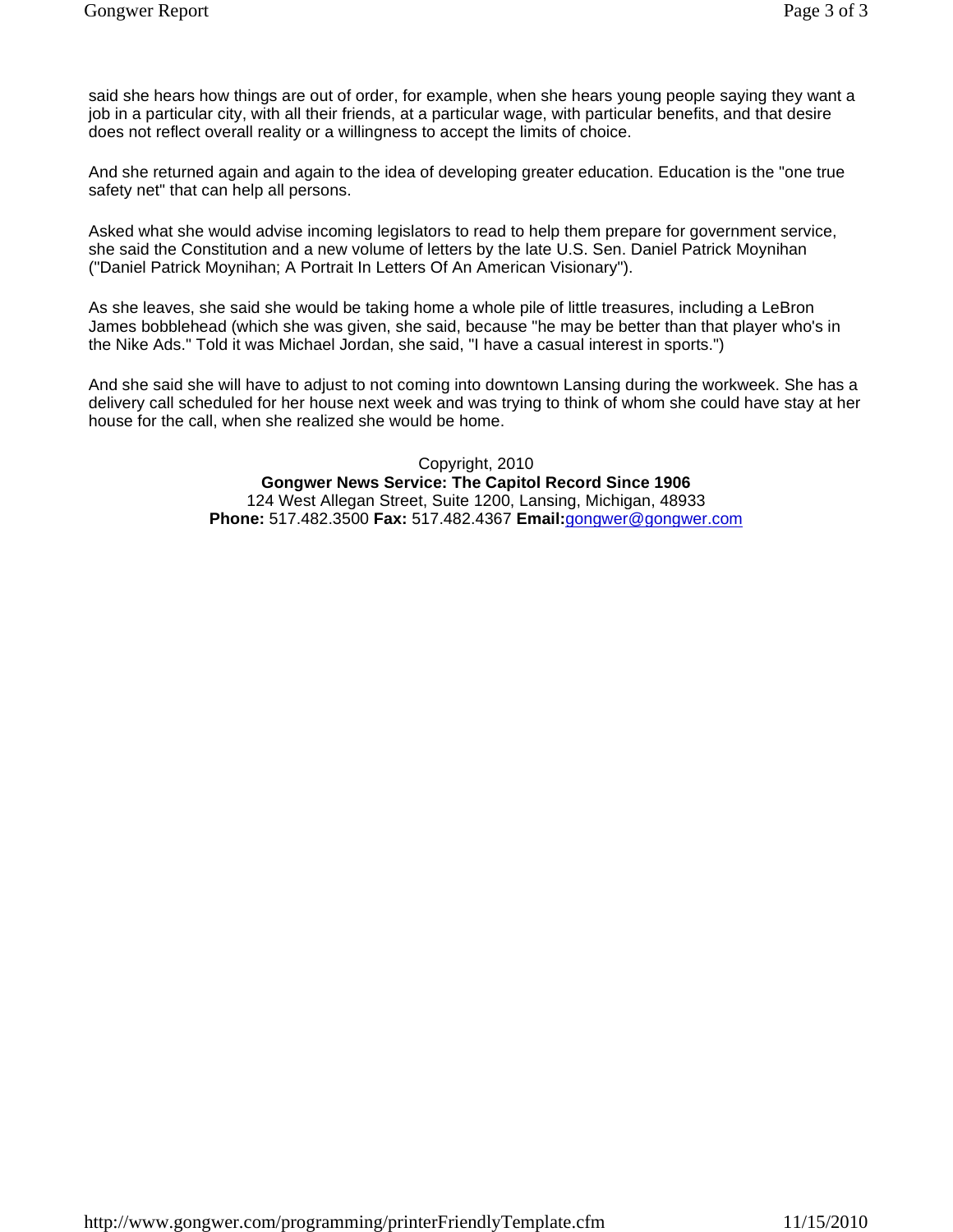said she hears how things are out of order, for example, when she hears young people saying they want a job in a particular city, with all their friends, at a particular wage, with particular benefits, and that desire does not reflect overall reality or a willingness to accept the limits of choice.

And she returned again and again to the idea of developing greater education. Education is the "one true safety net" that can help all persons.

Asked what she would advise incoming legislators to read to help them prepare for government service, she said the Constitution and a new volume of letters by the late U.S. Sen. Daniel Patrick Moynihan ("Daniel Patrick Moynihan; A Portrait In Letters Of An American Visionary").

As she leaves, she said she would be taking home a whole pile of little treasures, including a LeBron James bobblehead (which she was given, she said, because "he may be better than that player who's in the Nike Ads." Told it was Michael Jordan, she said, "I have a casual interest in sports.")

And she said she will have to adjust to not coming into downtown Lansing during the workweek. She has a delivery call scheduled for her house next week and was trying to think of whom she could have stay at her house for the call, when she realized she would be home.

Copyright, 2010
**Gongwer News Service: The Capitol Record Since 1906**
124 West Allegan Street, Suite 1200, Lansing, Michigan, 48933
**Phone:** 517.482.3500 **Fax:** 517.482.4367 **Email:**gongwer@gongwer.com